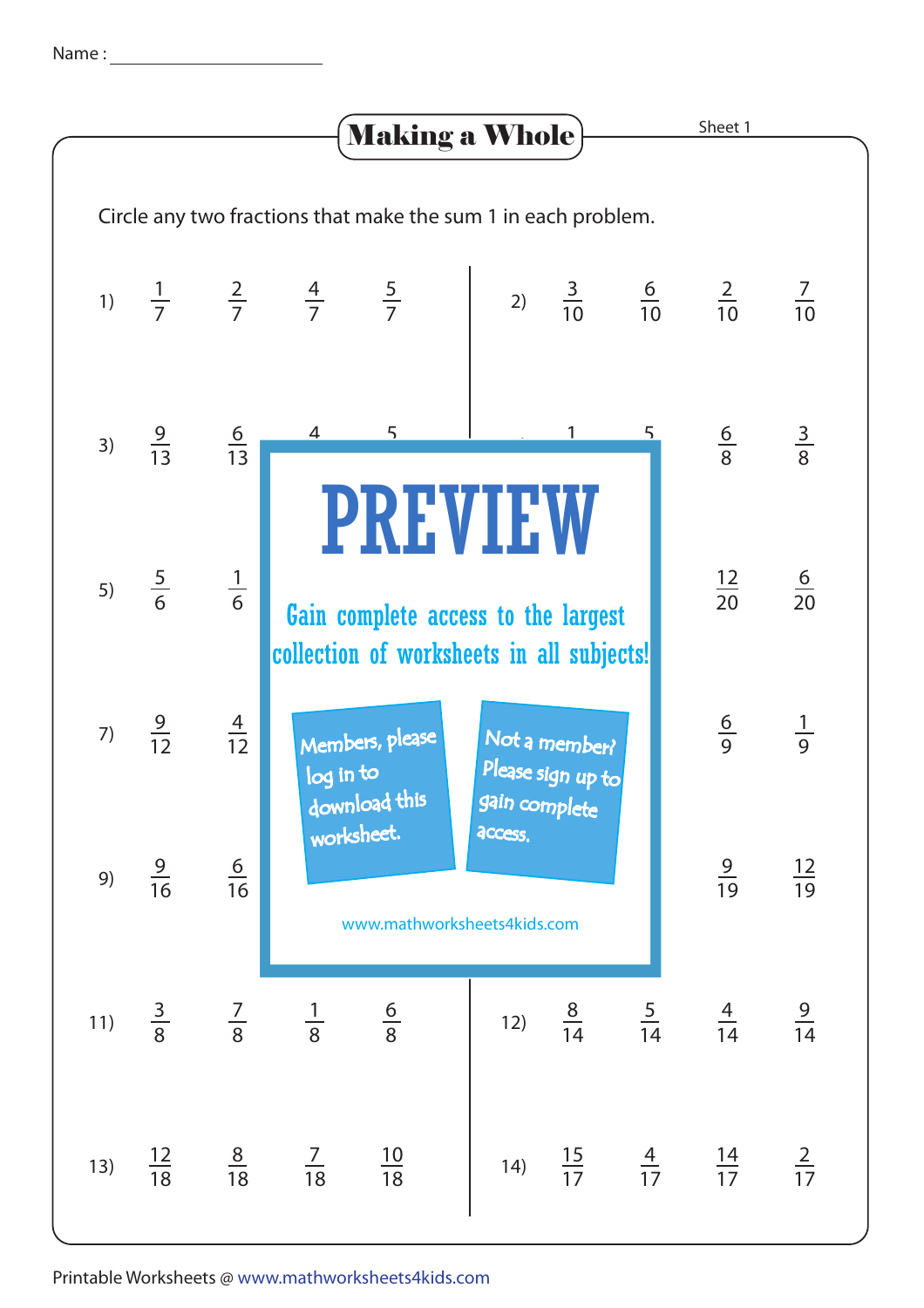Name : ______________________

# Making a Whole

Sheet 1

Circle any two fractions that make the sum 1 in each problem.

1) $\frac{1}{7}$ $\frac{2}{7}$ $\frac{4}{7}$ $\frac{5}{7}$

2) $\frac{3}{10}$ $\frac{6}{10}$ $\frac{2}{10}$ $\frac{7}{10}$

3) $\frac{9}{13}$ $\frac{6}{13}$ 4 5

4) 1 5 $\frac{6}{8}$ $\frac{3}{8}$

5) $\frac{5}{6}$ $\frac{1}{6}$

6) $\frac{12}{20}$ $\frac{6}{20}$

7) $\frac{9}{12}$ $\frac{4}{12}$

8) $\frac{6}{9}$ $\frac{1}{9}$

9) $\frac{9}{16}$ $\frac{6}{16}$

10) $\frac{9}{19}$ $\frac{12}{19}$

11) $\frac{3}{8}$ $\frac{7}{8}$ $\frac{1}{8}$ $\frac{6}{8}$

12) $\frac{8}{14}$ $\frac{5}{14}$ $\frac{4}{14}$ $\frac{9}{14}$

13) $\frac{12}{18}$ $\frac{8}{18}$ $\frac{7}{18}$ $\frac{10}{18}$

14) $\frac{15}{17}$ $\frac{4}{17}$ $\frac{14}{17}$ $\frac{2}{17}$

PREVIEW

Gain complete access to the largest collection of worksheets in all subjects!

Members, please log in to download this worksheet.

Not a member? Please sign up to gain complete access.

www.mathworksheets4kids.com

Printable Worksheets @ www.mathworksheets4kids.com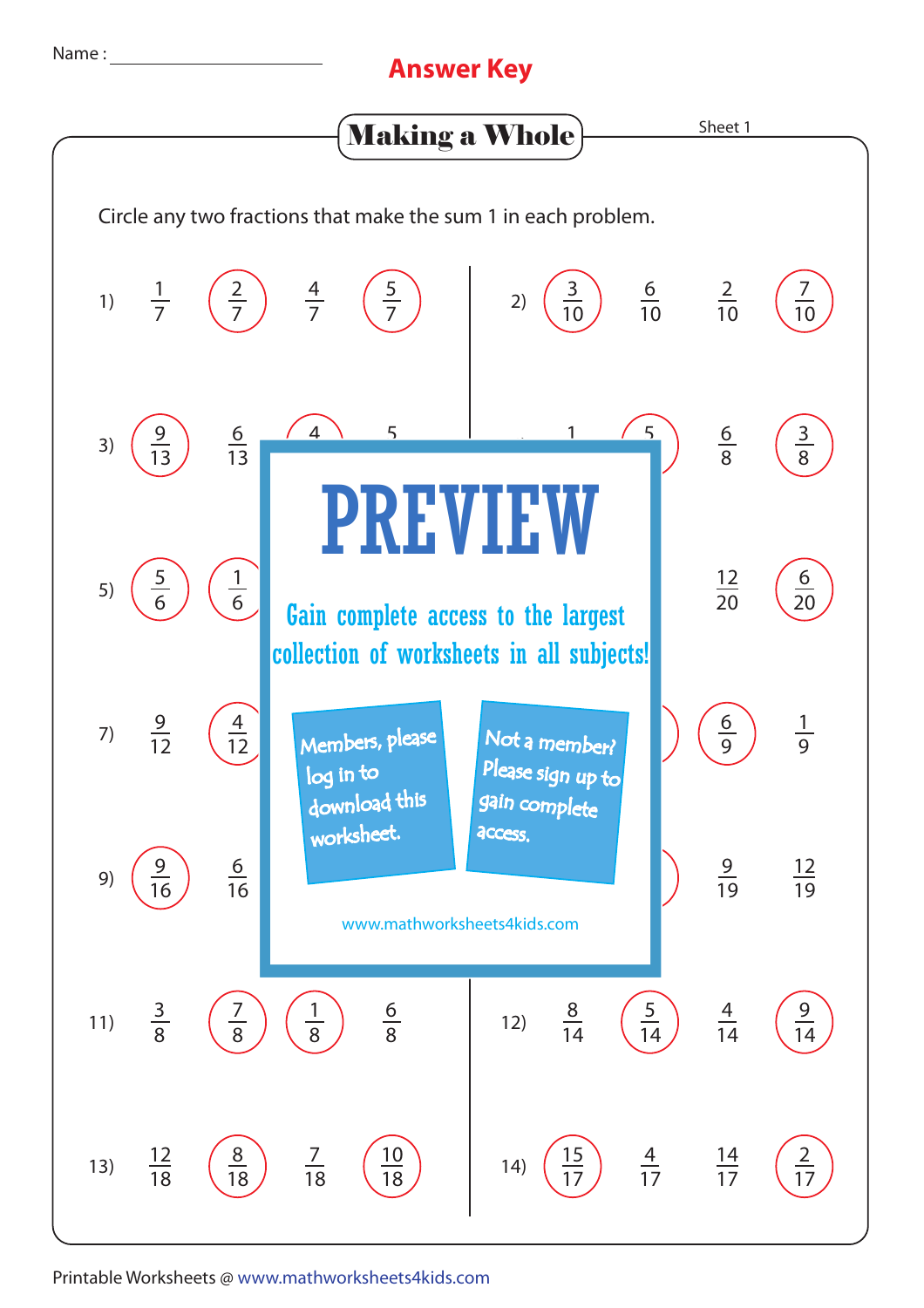Name :

**Answer Key**

# Making a Whole

Sheet 1

Circle any two fractions that make the sum 1 in each problem.

1) $\frac{1}{7}$ **($\frac{2}{7}$)** $\frac{4}{7}$ **($\frac{5}{7}$)**

2) **($\frac{3}{10}$)** $\frac{6}{10}$ $\frac{2}{10}$ **($\frac{7}{10}$)**

3) **($\frac{9}{13}$)** $\frac{6}{13}$ **($\frac{4}{13}$)** $\frac{5}{13}$

4) $\frac{1}{8}$ **($\frac{5}{8}$)** $\frac{6}{8}$ **($\frac{3}{8}$)**

5) **($\frac{5}{6}$)** **($\frac{1}{6}$)** ...

6) ... $\frac{12}{20}$ **($\frac{6}{20}$)**

7) $\frac{9}{12}$ **($\frac{4}{12}$)** ...

8) ... **($\frac{6}{9}$)** $\frac{1}{9}$

9) **($\frac{9}{16}$)** $\frac{6}{16}$ ...

10) ... $\frac{9}{19}$ $\frac{12}{19}$

11) $\frac{3}{8}$ **($\frac{7}{8}$)** **($\frac{1}{8}$)** $\frac{6}{8}$

12) $\frac{8}{14}$ **($\frac{5}{14}$)** $\frac{4}{14}$ **($\frac{9}{14}$)**

13) $\frac{12}{18}$ **($\frac{8}{18}$)** $\frac{7}{18}$ **($\frac{10}{18}$)**

14) **($\frac{15}{17}$)** $\frac{4}{17}$ $\frac{14}{17}$ **($\frac{2}{17}$)**

**PREVIEW**

Gain complete access to the largest collection of worksheets in all subjects!

Members, please log in to download this worksheet.

Not a member? Please sign up to gain complete access.

www.mathworksheets4kids.com

Printable Worksheets @ www.mathworksheets4kids.com